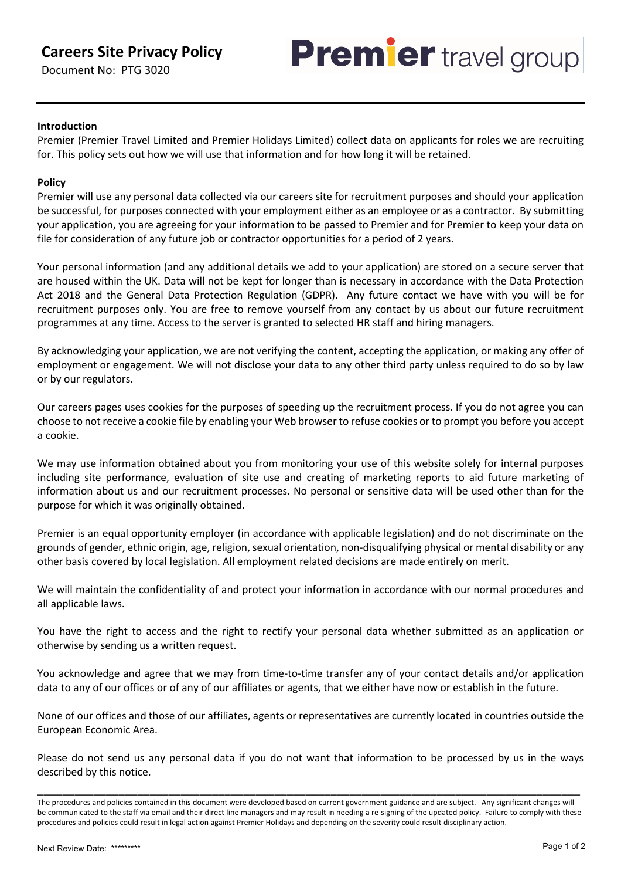# Careers Site Privacy Policy

Document No: PTG 3020

Premier travel group

**Introduction**

Premier (Premier Travel Limited and Premier Holidays Limited) collect data on applicants for roles we are recruiting for. This policy sets out how we will use that information and for how long it will be retained.

**Policy**

Premier will use any personal data collected via our careers site for recruitment purposes and should your application be successful, for purposes connected with your employment either as an employee or as a contractor. By submitting your application, you are agreeing for your information to be passed to Premier and for Premier to keep your data on file for consideration of any future job or contractor opportunities for a period of 2 years.

Your personal information (and any additional details we add to your application) are stored on a secure server that are housed within the UK. Data will not be kept for longer than is necessary in accordance with the Data Protection Act 2018 and the General Data Protection Regulation (GDPR). Any future contact we have with you will be for recruitment purposes only. You are free to remove yourself from any contact by us about our future recruitment programmes at any time. Access to the server is granted to selected HR staff and hiring managers.

By acknowledging your application, we are not verifying the content, accepting the application, or making any offer of employment or engagement. We will not disclose your data to any other third party unless required to do so by law or by our regulators.

Our careers pages uses cookies for the purposes of speeding up the recruitment process. If you do not agree you can choose to not receive a cookie file by enabling your Web browser to refuse cookies or to prompt you before you accept a cookie.

We may use information obtained about you from monitoring your use of this website solely for internal purposes including site performance, evaluation of site use and creating of marketing reports to aid future marketing of information about us and our recruitment processes. No personal or sensitive data will be used other than for the purpose for which it was originally obtained.

Premier is an equal opportunity employer (in accordance with applicable legislation) and do not discriminate on the grounds of gender, ethnic origin, age, religion, sexual orientation, non-disqualifying physical or mental disability or any other basis covered by local legislation. All employment related decisions are made entirely on merit.

We will maintain the confidentiality of and protect your information in accordance with our normal procedures and all applicable laws.

You have the right to access and the right to rectify your personal data whether submitted as an application or otherwise by sending us a written request.

You acknowledge and agree that we may from time-to-time transfer any of your contact details and/or application data to any of our offices or of any of our affiliates or agents, that we either have now or establish in the future.

None of our offices and those of our affiliates, agents or representatives are currently located in countries outside the European Economic Area.

Please do not send us any personal data if you do not want that information to be processed by us in the ways described by this notice.

---

The procedures and policies contained in this document were developed based on current government guidance and are subject. Any significant changes will be communicated to the staff via email and their direct line managers and may result in needing a re-signing of the updated policy. Failure to comply with these procedures and policies could result in legal action against Premier Holidays and depending on the severity could result disciplinary action.

Next Review Date: *********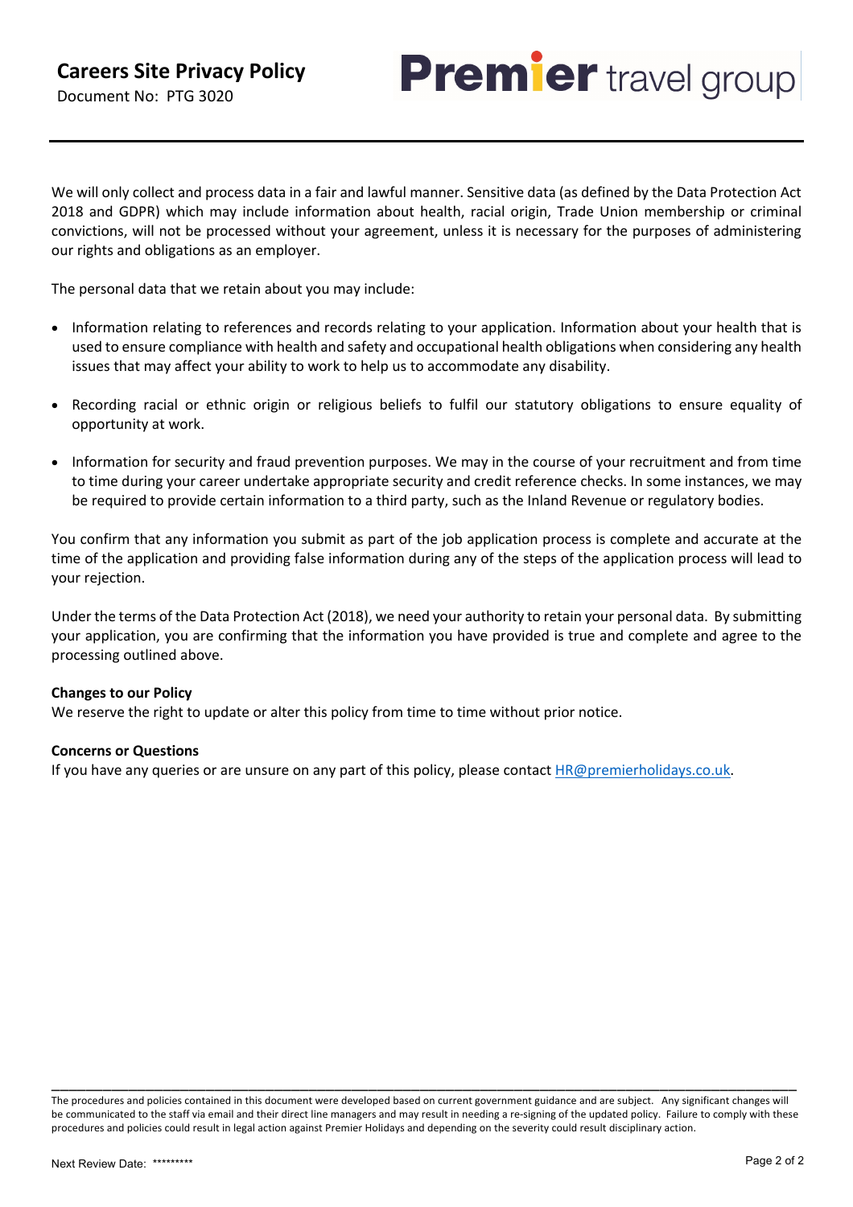We will only collect and process data in a fair and lawful manner. Sensitive data (as defined by the Data Protection Act 2018 and GDPR) which may include information about health, racial origin, Trade Union membership or criminal convictions, will not be processed without your agreement, unless it is necessary for the purposes of administering our rights and obligations as an employer.

The personal data that we retain about you may include:

- Information relating to references and records relating to your application. Information about your health that is used to ensure compliance with health and safety and occupational health obligations when considering any health issues that may affect your ability to work to help us to accommodate any disability.

- Recording racial or ethnic origin or religious beliefs to fulfil our statutory obligations to ensure equality of opportunity at work.

- Information for security and fraud prevention purposes. We may in the course of your recruitment and from time to time during your career undertake appropriate security and credit reference checks. In some instances, we may be required to provide certain information to a third party, such as the Inland Revenue or regulatory bodies.

You confirm that any information you submit as part of the job application process is complete and accurate at the time of the application and providing false information during any of the steps of the application process will lead to your rejection.

Under the terms of the Data Protection Act (2018), we need your authority to retain your personal data. By submitting your application, you are confirming that the information you have provided is true and complete and agree to the processing outlined above.

**Changes to our Policy**

We reserve the right to update or alter this policy from time to time without prior notice.

**Concerns or Questions**

If you have any queries or are unsure on any part of this policy, please contact HR@premierholidays.co.uk.

The procedures and policies contained in this document were developed based on current government guidance and are subject. Any significant changes will be communicated to the staff via email and their direct line managers and may result in needing a re-signing of the updated policy. Failure to comply with these procedures and policies could result in legal action against Premier Holidays and depending on the severity could result disciplinary action.

Next Review Date: *********